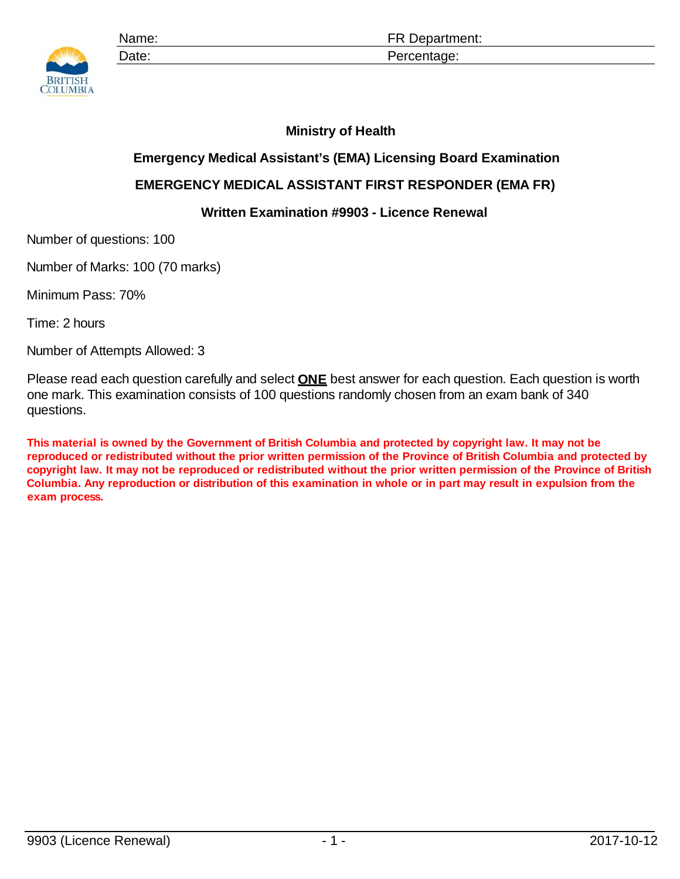| Name: | FR Department: |
| --- | --- |
| Date: | Percentage: |

**Ministry of Health**

**Emergency Medical Assistant's (EMA) Licensing Board Examination**

**EMERGENCY MEDICAL ASSISTANT FIRST RESPONDER (EMA FR)**

**Written Examination #9903 - Licence Renewal**

Number of questions: 100

Number of Marks: 100 (70 marks)

Minimum Pass: 70%

Time: 2 hours

Number of Attempts Allowed: 3

Please read each question carefully and select **ONE** best answer for each question. Each question is worth one mark. This examination consists of 100 questions randomly chosen from an exam bank of 340 questions.

**This material is owned by the Government of British Columbia and protected by copyright law. It may not be reproduced or redistributed without the prior written permission of the Province of British Columbia and protected by copyright law. It may not be reproduced or redistributed without the prior written permission of the Province of British Columbia. Any reproduction or distribution of this examination in whole or in part may result in expulsion from the exam process.**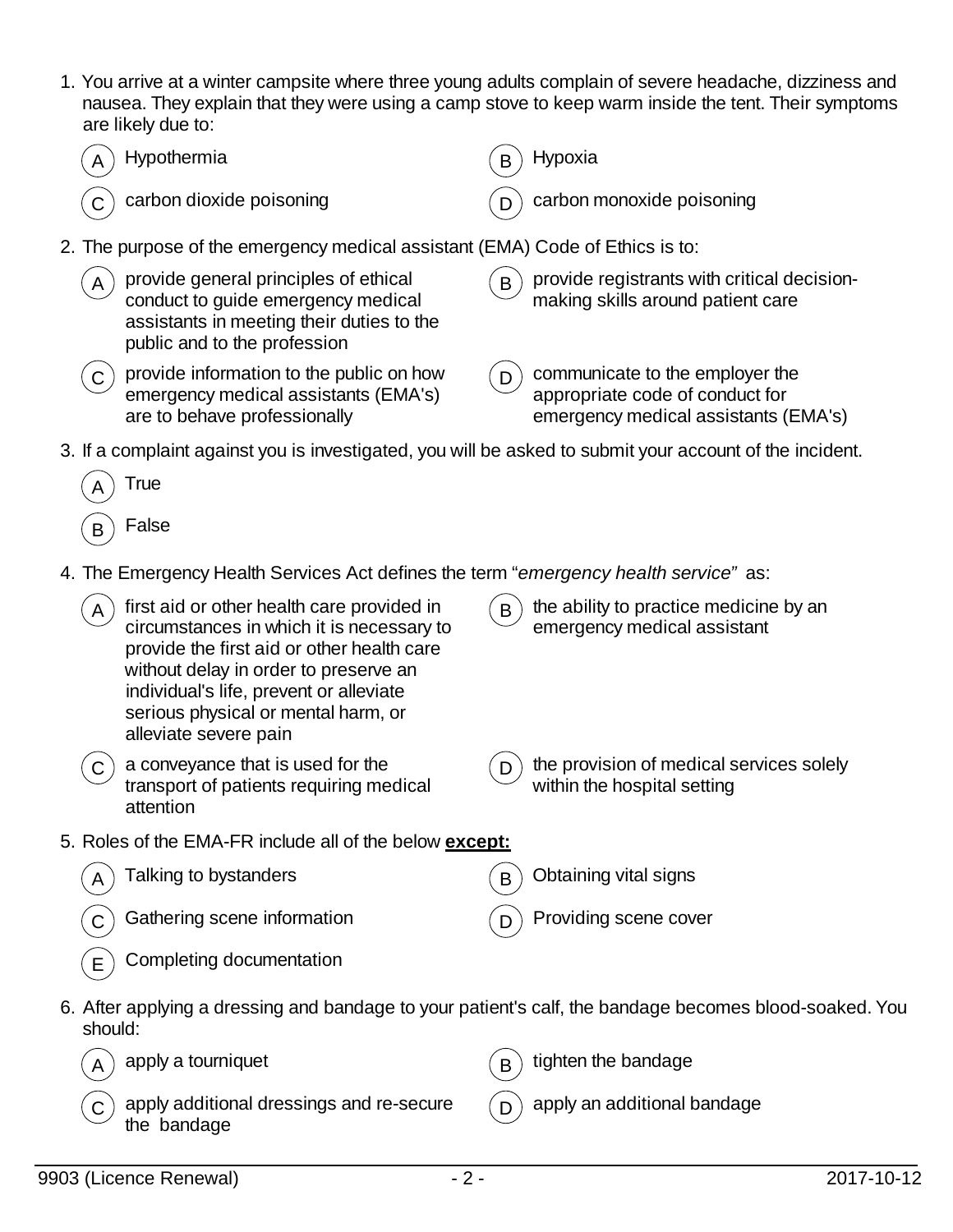1. You arrive at a winter campsite where three young adults complain of severe headache, dizziness and nausea. They explain that they were using a camp stove to keep warm inside the tent. Their symptoms are likely due to:

   A) Hypothermia
   B) Hypoxia
   C) carbon dioxide poisoning
   D) carbon monoxide poisoning

2. The purpose of the emergency medical assistant (EMA) Code of Ethics is to:

   A) provide general principles of ethical conduct to guide emergency medical assistants in meeting their duties to the public and to the profession
   B) provide registrants with critical decision-making skills around patient care
   C) provide information to the public on how emergency medical assistants (EMA's) are to behave professionally
   D) communicate to the employer the appropriate code of conduct for emergency medical assistants (EMA's)

3. If a complaint against you is investigated, you will be asked to submit your account of the incident.

   A) True
   B) False

4. The Emergency Health Services Act defines the term "*emergency health service*" as:

   A) first aid or other health care provided in circumstances in which it is necessary to provide the first aid or other health care without delay in order to preserve an individual's life, prevent or alleviate serious physical or mental harm, or alleviate severe pain
   B) the ability to practice medicine by an emergency medical assistant
   C) a conveyance that is used for the transport of patients requiring medical attention
   D) the provision of medical services solely within the hospital setting

5. Roles of the EMA-FR include all of the below **except:**

   A) Talking to bystanders
   B) Obtaining vital signs
   C) Gathering scene information
   D) Providing scene cover
   E) Completing documentation

6. After applying a dressing and bandage to your patient's calf, the bandage becomes blood-soaked. You should:

   A) apply a tourniquet
   B) tighten the bandage
   C) apply additional dressings and re-secure the bandage
   D) apply an additional bandage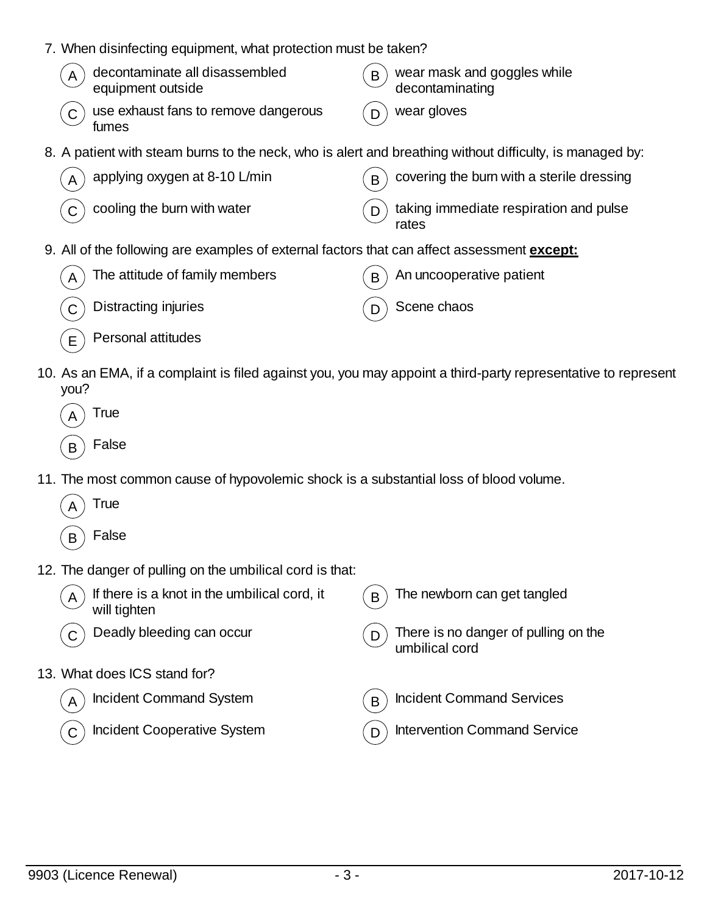7. When disinfecting equipment, what protection must be taken?

   (A) decontaminate all disassembled equipment outside
   (B) wear mask and goggles while decontaminating
   (C) use exhaust fans to remove dangerous fumes
   (D) wear gloves

8. A patient with steam burns to the neck, who is alert and breathing without difficulty, is managed by:

   (A) applying oxygen at 8-10 L/min
   (B) covering the burn with a sterile dressing
   (C) cooling the burn with water
   (D) taking immediate respiration and pulse rates

9. All of the following are examples of external factors that can affect assessment **<u>except:</u>**

   (A) The attitude of family members
   (B) An uncooperative patient
   (C) Distracting injuries
   (D) Scene chaos
   (E) Personal attitudes

10. As an EMA, if a complaint is filed against you, you may appoint a third-party representative to represent you?

    (A) True
    (B) False

11. The most common cause of hypovolemic shock is a substantial loss of blood volume.

    (A) True
    (B) False

12. The danger of pulling on the umbilical cord is that:

    (A) If there is a knot in the umbilical cord, it will tighten
    (B) The newborn can get tangled
    (C) Deadly bleeding can occur
    (D) There is no danger of pulling on the umbilical cord

13. What does ICS stand for?

    (A) Incident Command System
    (B) Incident Command Services
    (C) Incident Cooperative System
    (D) Intervention Command Service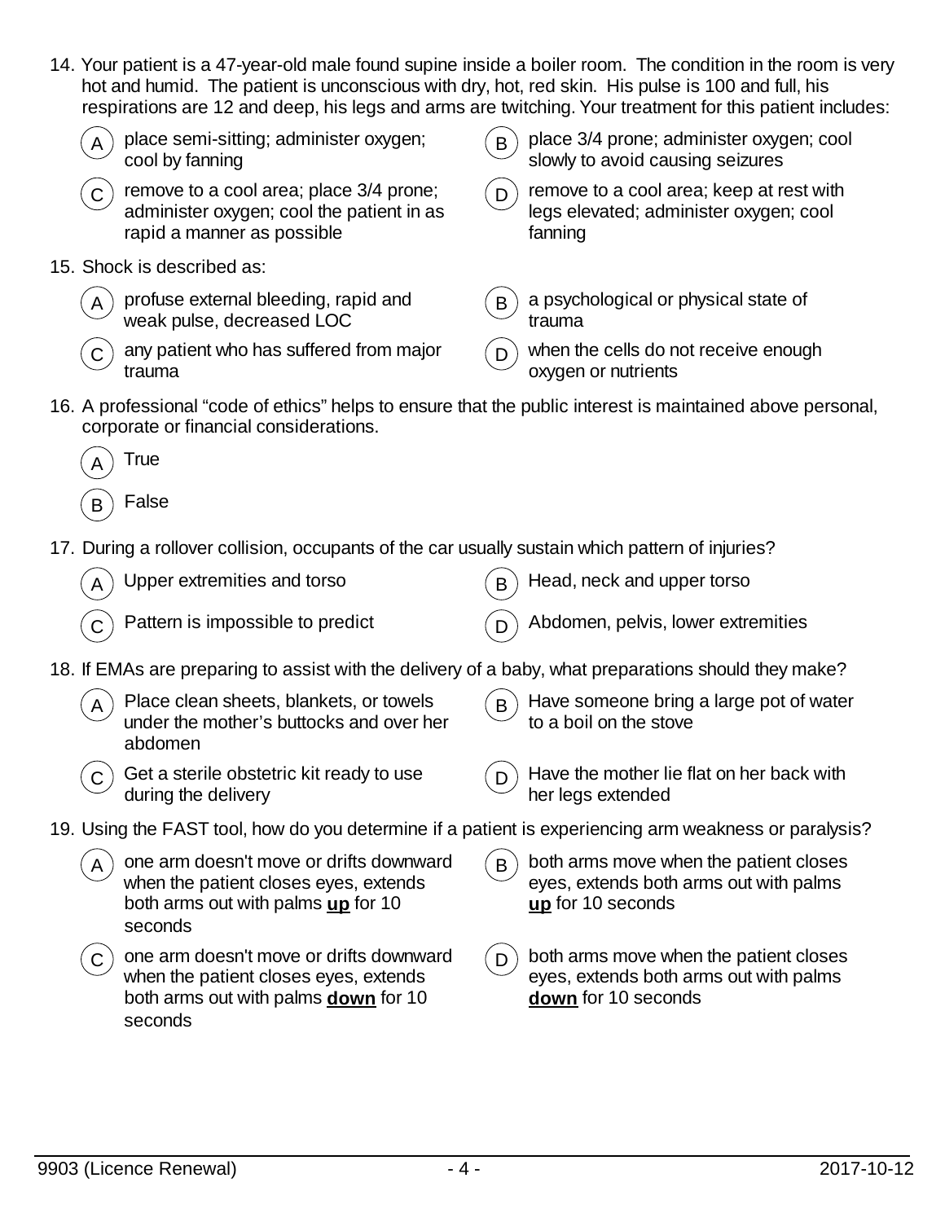14. Your patient is a 47-year-old male found supine inside a boiler room. The condition in the room is very hot and humid. The patient is unconscious with dry, hot, red skin. His pulse is 100 and full, his respirations are 12 and deep, his legs and arms are twitching. Your treatment for this patient includes:

   A) place semi-sitting; administer oxygen; cool by fanning

   B) place 3/4 prone; administer oxygen; cool slowly to avoid causing seizures

   C) remove to a cool area; place 3/4 prone; administer oxygen; cool the patient in as rapid a manner as possible

   D) remove to a cool area; keep at rest with legs elevated; administer oxygen; cool fanning

15. Shock is described as:

   A) profuse external bleeding, rapid and weak pulse, decreased LOC

   B) a psychological or physical state of trauma

   C) any patient who has suffered from major trauma

   D) when the cells do not receive enough oxygen or nutrients

16. A professional "code of ethics" helps to ensure that the public interest is maintained above personal, corporate or financial considerations.

   A) True

   B) False

17. During a rollover collision, occupants of the car usually sustain which pattern of injuries?

   A) Upper extremities and torso

   B) Head, neck and upper torso

   C) Pattern is impossible to predict

   D) Abdomen, pelvis, lower extremities

18. If EMAs are preparing to assist with the delivery of a baby, what preparations should they make?

   A) Place clean sheets, blankets, or towels under the mother's buttocks and over her abdomen

   B) Have someone bring a large pot of water to a boil on the stove

   C) Get a sterile obstetric kit ready to use during the delivery

   D) Have the mother lie flat on her back with her legs extended

19. Using the FAST tool, how do you determine if a patient is experiencing arm weakness or paralysis?

   A) one arm doesn't move or drifts downward when the patient closes eyes, extends both arms out with palms **up** for 10 seconds

   B) both arms move when the patient closes eyes, extends both arms out with palms **up** for 10 seconds

   C) one arm doesn't move or drifts downward when the patient closes eyes, extends both arms out with palms **down** for 10 seconds

   D) both arms move when the patient closes eyes, extends both arms out with palms **down** for 10 seconds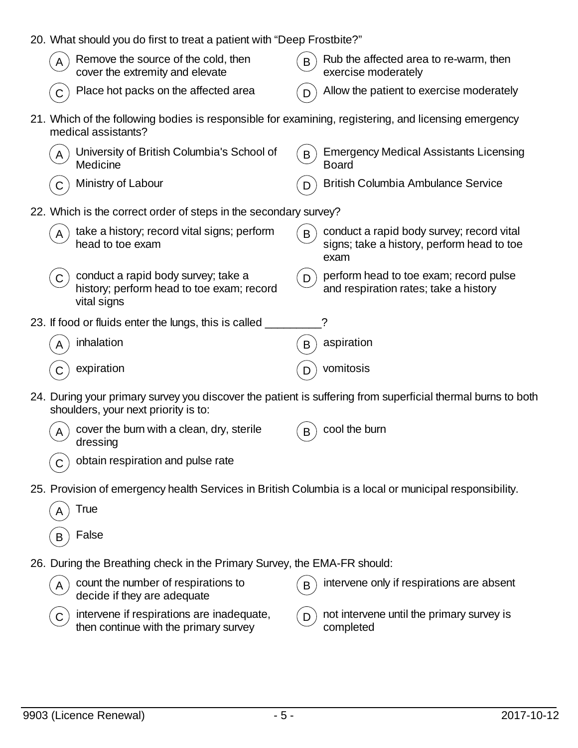20. What should you do first to treat a patient with "Deep Frostbite?"

    A) Remove the source of the cold, then cover the extremity and elevate
    B) Rub the affected area to re-warm, then exercise moderately
    C) Place hot packs on the affected area
    D) Allow the patient to exercise moderately

21. Which of the following bodies is responsible for examining, registering, and licensing emergency medical assistants?

    A) University of British Columbia's School of Medicine
    B) Emergency Medical Assistants Licensing Board
    C) Ministry of Labour
    D) British Columbia Ambulance Service

22. Which is the correct order of steps in the secondary survey?

    A) take a history; record vital signs; perform head to toe exam
    B) conduct a rapid body survey; record vital signs; take a history, perform head to toe exam
    C) conduct a rapid body survey; take a history; perform head to toe exam; record vital signs
    D) perform head to toe exam; record pulse and respiration rates; take a history

23. If food or fluids enter the lungs, this is called _________?

    A) inhalation
    B) aspiration
    C) expiration
    D) vomitosis

24. During your primary survey you discover the patient is suffering from superficial thermal burns to both shoulders, your next priority is to:

    A) cover the burn with a clean, dry, sterile dressing
    B) cool the burn
    C) obtain respiration and pulse rate

25. Provision of emergency health Services in British Columbia is a local or municipal responsibility.

    A) True
    B) False

26. During the Breathing check in the Primary Survey, the EMA-FR should:

    A) count the number of respirations to decide if they are adequate
    B) intervene only if respirations are absent
    C) intervene if respirations are inadequate, then continue with the primary survey
    D) not intervene until the primary survey is completed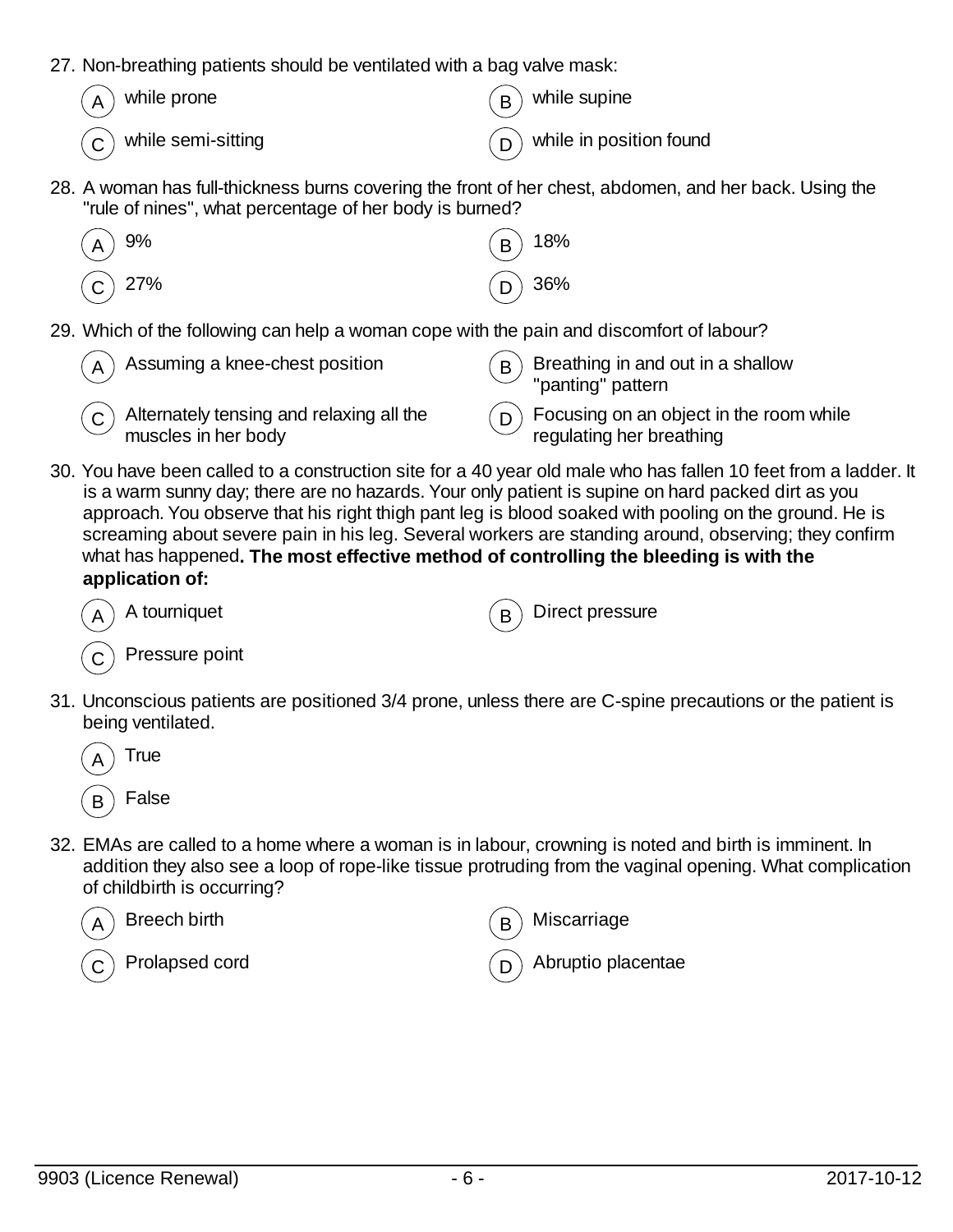27. Non-breathing patients should be ventilated with a bag valve mask:

    (A) while prone
    (B) while supine
    (C) while semi-sitting
    (D) while in position found

28. A woman has full-thickness burns covering the front of her chest, abdomen, and her back. Using the "rule of nines", what percentage of her body is burned?

    (A) 9%
    (B) 18%
    (C) 27%
    (D) 36%

29. Which of the following can help a woman cope with the pain and discomfort of labour?

    (A) Assuming a knee-chest position
    (B) Breathing in and out in a shallow "panting" pattern
    (C) Alternately tensing and relaxing all the muscles in her body
    (D) Focusing on an object in the room while regulating her breathing

30. You have been called to a construction site for a 40 year old male who has fallen 10 feet from a ladder. It is a warm sunny day; there are no hazards. Your only patient is supine on hard packed dirt as you approach. You observe that his right thigh pant leg is blood soaked with pooling on the ground. He is screaming about severe pain in his leg. Several workers are standing around, observing; they confirm what has happened**. The most effective method of controlling the bleeding is with the application of:**

    (A) A tourniquet
    (B) Direct pressure
    (C) Pressure point

31. Unconscious patients are positioned 3/4 prone, unless there are C-spine precautions or the patient is being ventilated.

    (A) True
    (B) False

32. EMAs are called to a home where a woman is in labour, crowning is noted and birth is imminent. In addition they also see a loop of rope-like tissue protruding from the vaginal opening. What complication of childbirth is occurring?

    (A) Breech birth
    (B) Miscarriage
    (C) Prolapsed cord
    (D) Abruptio placentae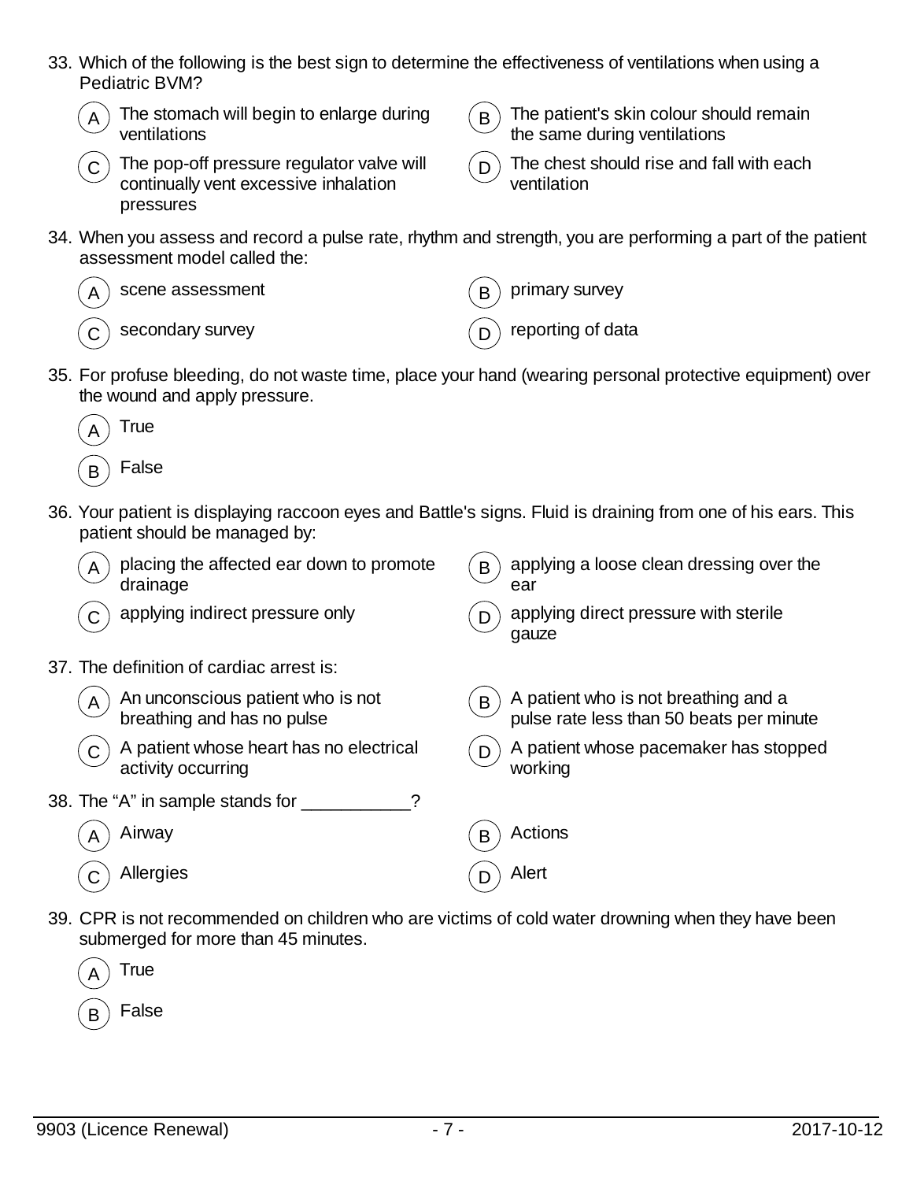33. Which of the following is the best sign to determine the effectiveness of ventilations when using a Pediatric BVM?

    A) The stomach will begin to enlarge during ventilations
    B) The patient's skin colour should remain the same during ventilations
    C) The pop-off pressure regulator valve will continually vent excessive inhalation pressures
    D) The chest should rise and fall with each ventilation

34. When you assess and record a pulse rate, rhythm and strength, you are performing a part of the patient assessment model called the:

    A) scene assessment
    B) primary survey
    C) secondary survey
    D) reporting of data

35. For profuse bleeding, do not waste time, place your hand (wearing personal protective equipment) over the wound and apply pressure.

    A) True
    B) False

36. Your patient is displaying raccoon eyes and Battle's signs. Fluid is draining from one of his ears. This patient should be managed by:

    A) placing the affected ear down to promote drainage
    B) applying a loose clean dressing over the ear
    C) applying indirect pressure only
    D) applying direct pressure with sterile gauze

37. The definition of cardiac arrest is:

    A) An unconscious patient who is not breathing and has no pulse
    B) A patient who is not breathing and a pulse rate less than 50 beats per minute
    C) A patient whose heart has no electrical activity occurring
    D) A patient whose pacemaker has stopped working

38. The "A" in sample stands for ___________?

    A) Airway
    B) Actions
    C) Allergies
    D) Alert

39. CPR is not recommended on children who are victims of cold water drowning when they have been submerged for more than 45 minutes.

    A) True
    B) False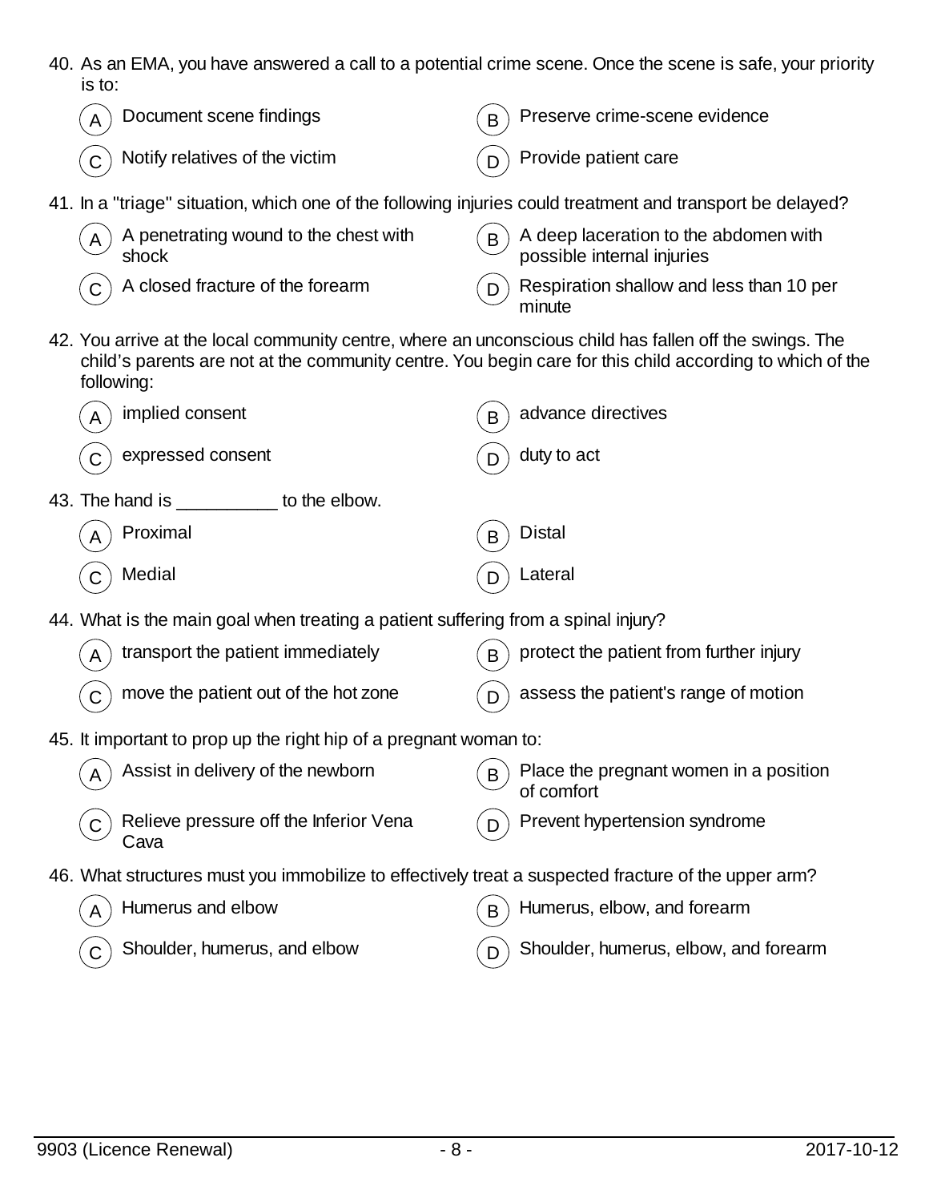40. As an EMA, you have answered a call to a potential crime scene. Once the scene is safe, your priority is to:

    (A) Document scene findings
    (B) Preserve crime-scene evidence
    (C) Notify relatives of the victim
    (D) Provide patient care

41. In a "triage" situation, which one of the following injuries could treatment and transport be delayed?

    (A) A penetrating wound to the chest with shock
    (B) A deep laceration to the abdomen with possible internal injuries
    (C) A closed fracture of the forearm
    (D) Respiration shallow and less than 10 per minute

42. You arrive at the local community centre, where an unconscious child has fallen off the swings. The child's parents are not at the community centre. You begin care for this child according to which of the following:

    (A) implied consent
    (B) advance directives
    (C) expressed consent
    (D) duty to act

43. The hand is __________ to the elbow.

    (A) Proximal
    (B) Distal
    (C) Medial
    (D) Lateral

44. What is the main goal when treating a patient suffering from a spinal injury?

    (A) transport the patient immediately
    (B) protect the patient from further injury
    (C) move the patient out of the hot zone
    (D) assess the patient's range of motion

45. It important to prop up the right hip of a pregnant woman to:

    (A) Assist in delivery of the newborn
    (B) Place the pregnant women in a position of comfort
    (C) Relieve pressure off the Inferior Vena Cava
    (D) Prevent hypertension syndrome

46. What structures must you immobilize to effectively treat a suspected fracture of the upper arm?

    (A) Humerus and elbow
    (B) Humerus, elbow, and forearm
    (C) Shoulder, humerus, and elbow
    (D) Shoulder, humerus, elbow, and forearm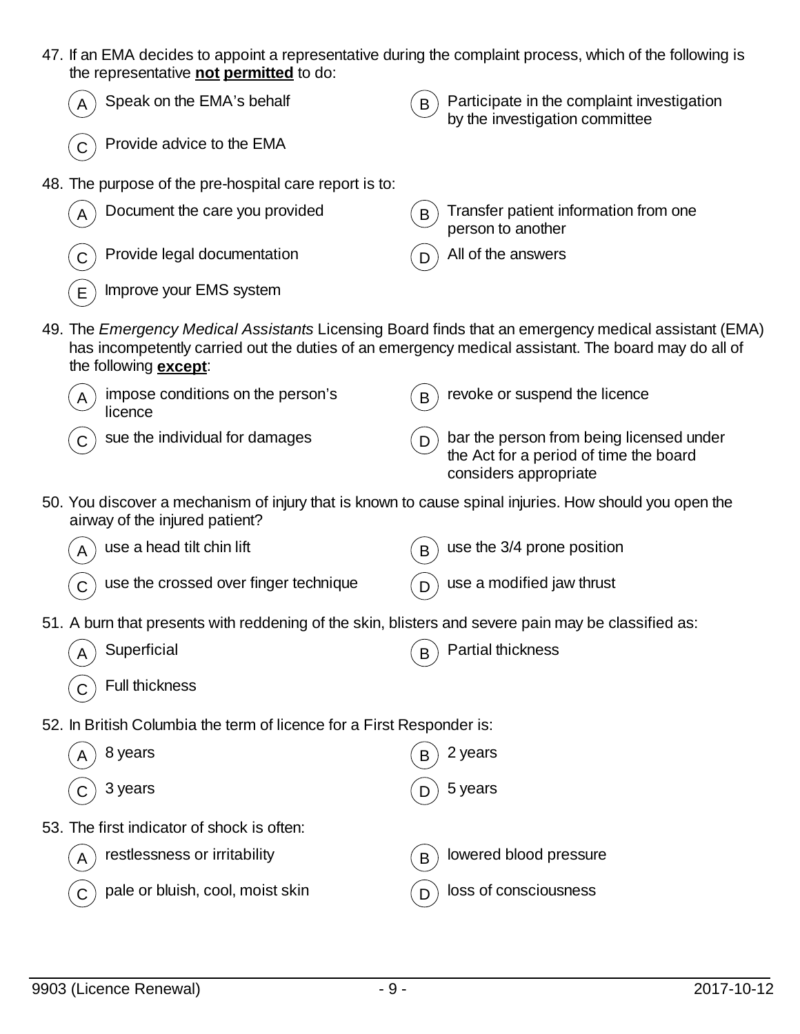47. If an EMA decides to appoint a representative during the complaint process, which of the following is the representative **not permitted** to do:

    (A) Speak on the EMA's behalf

    (B) Participate in the complaint investigation by the investigation committee

    (C) Provide advice to the EMA

48. The purpose of the pre-hospital care report is to:

    (A) Document the care you provided

    (B) Transfer patient information from one person to another

    (C) Provide legal documentation

    (D) All of the answers

    (E) Improve your EMS system

49. The *Emergency Medical Assistants* Licensing Board finds that an emergency medical assistant (EMA) has incompetently carried out the duties of an emergency medical assistant. The board may do all of the following **except**:

    (A) impose conditions on the person's licence

    (B) revoke or suspend the licence

    (C) sue the individual for damages

    (D) bar the person from being licensed under the Act for a period of time the board considers appropriate

50. You discover a mechanism of injury that is known to cause spinal injuries. How should you open the airway of the injured patient?

    (A) use a head tilt chin lift

    (B) use the 3/4 prone position

    (C) use the crossed over finger technique

    (D) use a modified jaw thrust

51. A burn that presents with reddening of the skin, blisters and severe pain may be classified as:

    (A) Superficial

    (B) Partial thickness

    (C) Full thickness

52. In British Columbia the term of licence for a First Responder is:

    (A) 8 years

    (B) 2 years

    (C) 3 years

    (D) 5 years

53. The first indicator of shock is often:

    (A) restlessness or irritability

    (B) lowered blood pressure

    (C) pale or bluish, cool, moist skin

    (D) loss of consciousness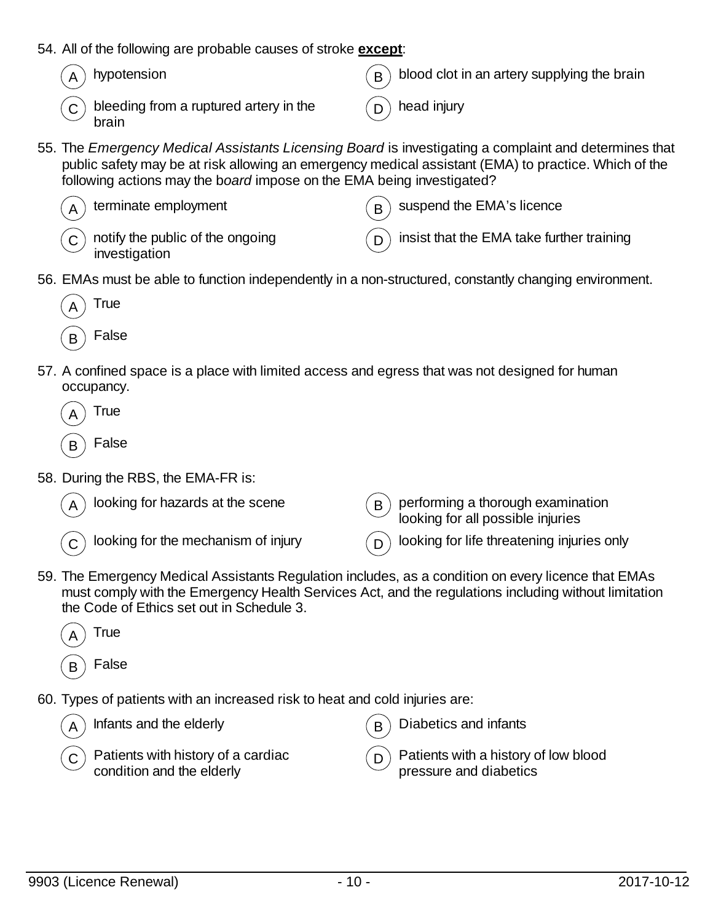54. All of the following are probable causes of stroke **except**:

    (A) hypotension
    (B) blood clot in an artery supplying the brain
    (C) bleeding from a ruptured artery in the brain
    (D) head injury

55. The *Emergency Medical Assistants Licensing Board* is investigating a complaint and determines that public safety may be at risk allowing an emergency medical assistant (EMA) to practice. Which of the following actions may the b*oard* impose on the EMA being investigated?

    (A) terminate employment
    (B) suspend the EMA's licence
    (C) notify the public of the ongoing investigation
    (D) insist that the EMA take further training

56. EMAs must be able to function independently in a non-structured, constantly changing environment.

    (A) True
    (B) False

57. A confined space is a place with limited access and egress that was not designed for human occupancy.

    (A) True
    (B) False

58. During the RBS, the EMA-FR is:

    (A) looking for hazards at the scene
    (B) performing a thorough examination looking for all possible injuries
    (C) looking for the mechanism of injury
    (D) looking for life threatening injuries only

59. The Emergency Medical Assistants Regulation includes, as a condition on every licence that EMAs must comply with the Emergency Health Services Act, and the regulations including without limitation the Code of Ethics set out in Schedule 3.

    (A) True
    (B) False

60. Types of patients with an increased risk to heat and cold injuries are:

    (A) Infants and the elderly
    (B) Diabetics and infants
    (C) Patients with history of a cardiac condition and the elderly
    (D) Patients with a history of low blood pressure and diabetics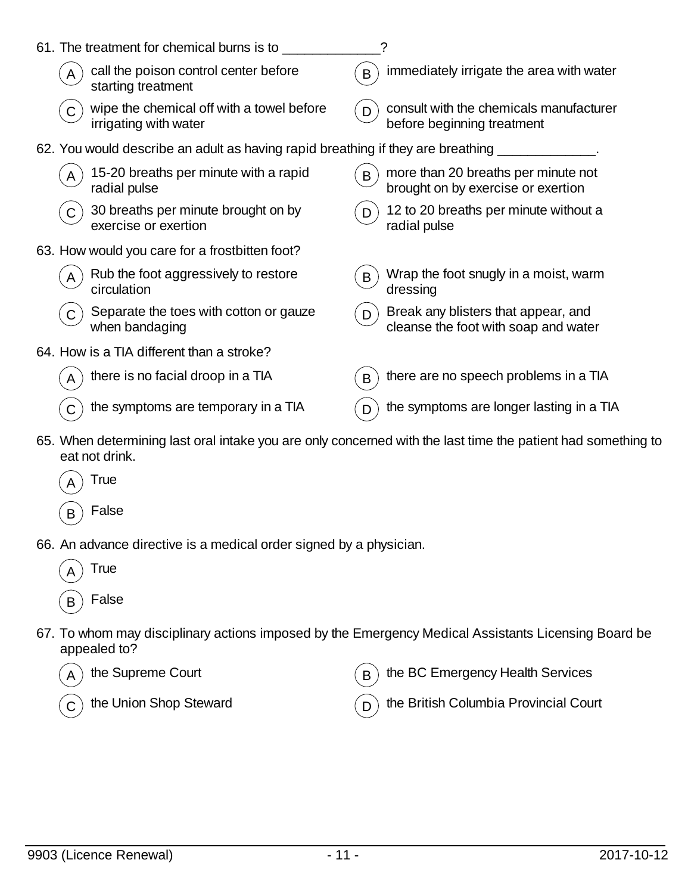61. The treatment for chemical burns is to _____________?

A) call the poison control center before starting treatment

B) immediately irrigate the area with water

C) wipe the chemical off with a towel before irrigating with water

D) consult with the chemicals manufacturer before beginning treatment

62. You would describe an adult as having rapid breathing if they are breathing _____________.

A) 15-20 breaths per minute with a rapid radial pulse

B) more than 20 breaths per minute not brought on by exercise or exertion

C) 30 breaths per minute brought on by exercise or exertion

D) 12 to 20 breaths per minute without a radial pulse

63. How would you care for a frostbitten foot?

A) Rub the foot aggressively to restore circulation

B) Wrap the foot snugly in a moist, warm dressing

C) Separate the toes with cotton or gauze when bandaging

D) Break any blisters that appear, and cleanse the foot with soap and water

64. How is a TIA different than a stroke?

A) there is no facial droop in a TIA

B) there are no speech problems in a TIA

C) the symptoms are temporary in a TIA

D) the symptoms are longer lasting in a TIA

65. When determining last oral intake you are only concerned with the last time the patient had something to eat not drink.

A) True

B) False

66. An advance directive is a medical order signed by a physician.

A) True

B) False

67. To whom may disciplinary actions imposed by the Emergency Medical Assistants Licensing Board be appealed to?

A) the Supreme Court

B) the BC Emergency Health Services

C) the Union Shop Steward

D) the British Columbia Provincial Court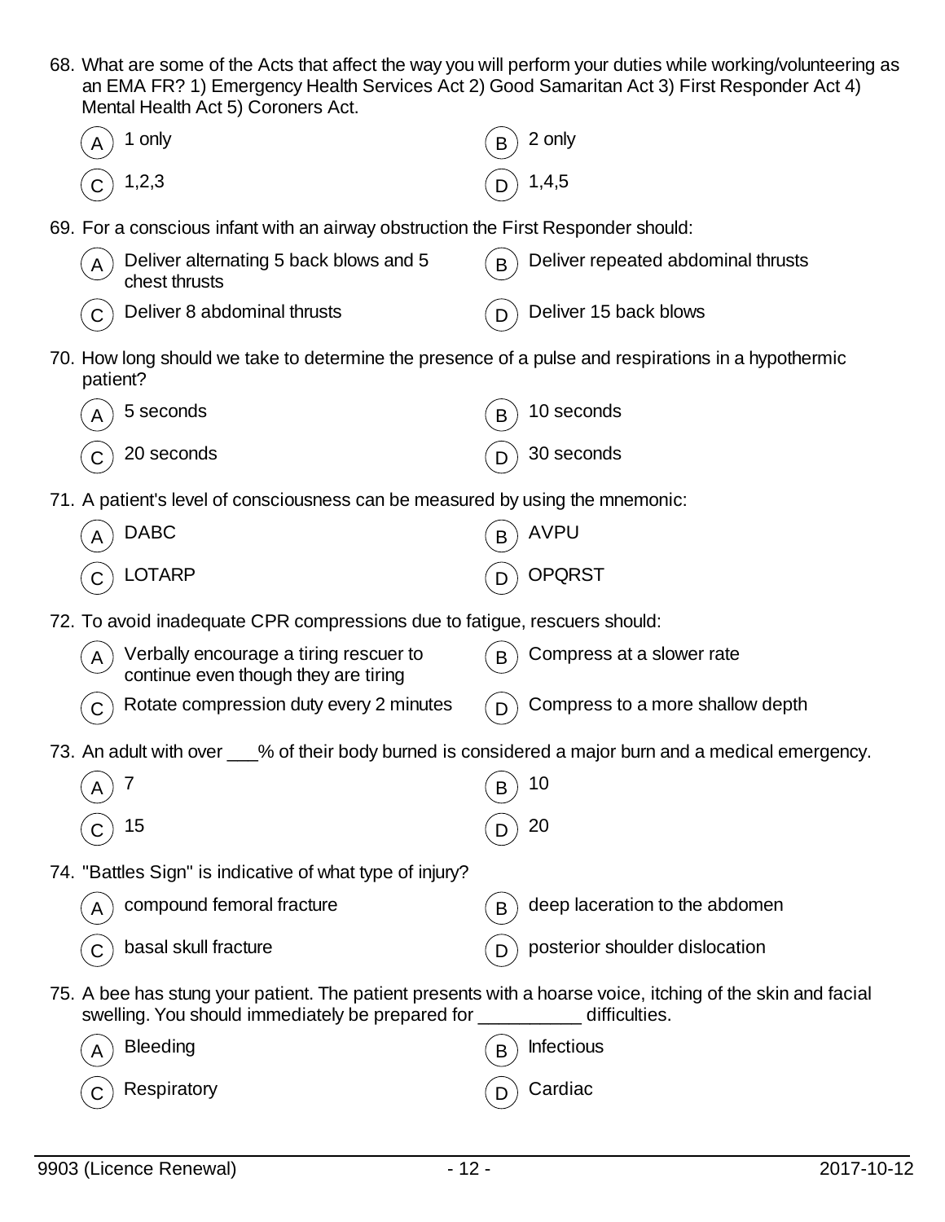68. What are some of the Acts that affect the way you will perform your duties while working/volunteering as an EMA FR? 1) Emergency Health Services Act 2) Good Samaritan Act 3) First Responder Act 4) Mental Health Act 5) Coroners Act.

   A) 1 only
   B) 2 only
   C) 1,2,3
   D) 1,4,5

69. For a conscious infant with an airway obstruction the First Responder should:

   A) Deliver alternating 5 back blows and 5 chest thrusts
   B) Deliver repeated abdominal thrusts
   C) Deliver 8 abdominal thrusts
   D) Deliver 15 back blows

70. How long should we take to determine the presence of a pulse and respirations in a hypothermic patient?

   A) 5 seconds
   B) 10 seconds
   C) 20 seconds
   D) 30 seconds

71. A patient's level of consciousness can be measured by using the mnemonic:

   A) DABC
   B) AVPU
   C) LOTARP
   D) OPQRST

72. To avoid inadequate CPR compressions due to fatigue, rescuers should:

   A) Verbally encourage a tiring rescuer to continue even though they are tiring
   B) Compress at a slower rate
   C) Rotate compression duty every 2 minutes
   D) Compress to a more shallow depth

73. An adult with over ___% of their body burned is considered a major burn and a medical emergency.

   A) 7
   B) 10
   C) 15
   D) 20

74. "Battles Sign" is indicative of what type of injury?

   A) compound femoral fracture
   B) deep laceration to the abdomen
   C) basal skull fracture
   D) posterior shoulder dislocation

75. A bee has stung your patient. The patient presents with a hoarse voice, itching of the skin and facial swelling. You should immediately be prepared for __________ difficulties.

   A) Bleeding
   B) Infectious
   C) Respiratory
   D) Cardiac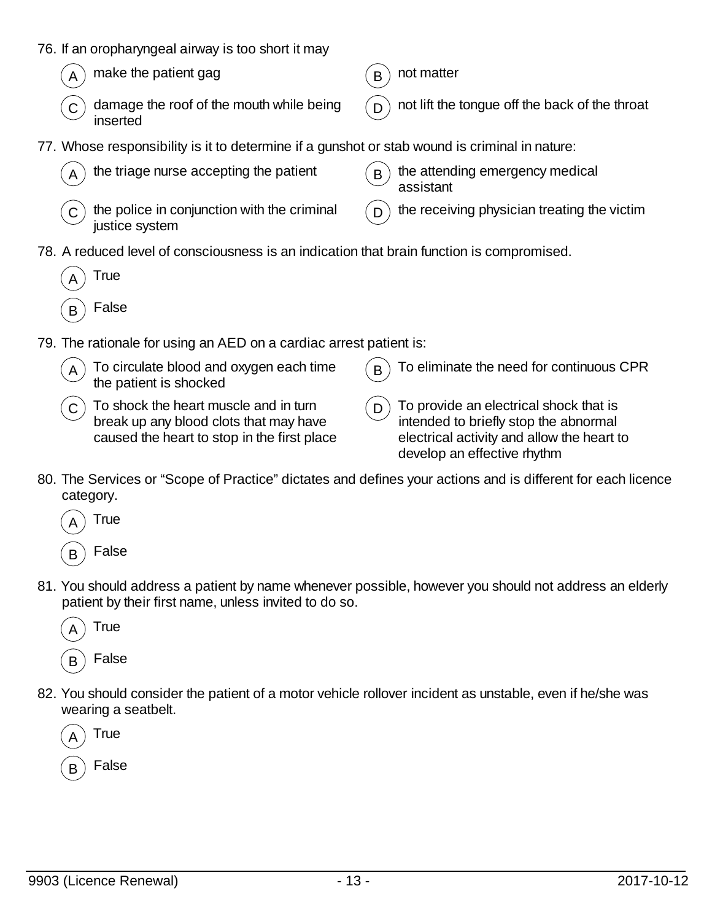76. If an oropharyngeal airway is too short it may

   (A) make the patient gag
   (B) not matter
   (C) damage the roof of the mouth while being inserted
   (D) not lift the tongue off the back of the throat

77. Whose responsibility is it to determine if a gunshot or stab wound is criminal in nature:

   (A) the triage nurse accepting the patient
   (B) the attending emergency medical assistant
   (C) the police in conjunction with the criminal justice system
   (D) the receiving physician treating the victim

78. A reduced level of consciousness is an indication that brain function is compromised.

   (A) True
   (B) False

79. The rationale for using an AED on a cardiac arrest patient is:

   (A) To circulate blood and oxygen each time the patient is shocked
   (B) To eliminate the need for continuous CPR
   (C) To shock the heart muscle and in turn break up any blood clots that may have caused the heart to stop in the first place
   (D) To provide an electrical shock that is intended to briefly stop the abnormal electrical activity and allow the heart to develop an effective rhythm

80. The Services or "Scope of Practice" dictates and defines your actions and is different for each licence category.

   (A) True
   (B) False

81. You should address a patient by name whenever possible, however you should not address an elderly patient by their first name, unless invited to do so.

   (A) True
   (B) False

82. You should consider the patient of a motor vehicle rollover incident as unstable, even if he/she was wearing a seatbelt.

   (A) True
   (B) False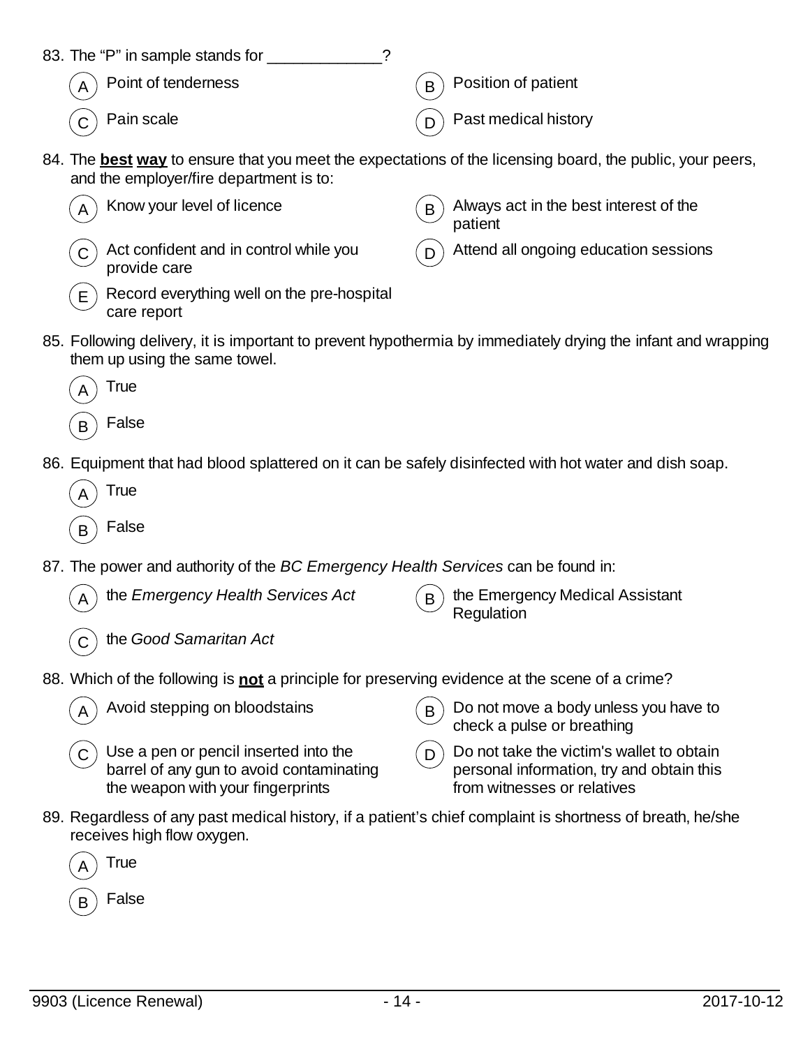83. The "P" in sample stands for _____________?

   (A) Point of tenderness
   (B) Position of patient
   (C) Pain scale
   (D) Past medical history

84. The **best way** to ensure that you meet the expectations of the licensing board, the public, your peers, and the employer/fire department is to:

   (A) Know your level of licence
   (B) Always act in the best interest of the patient
   (C) Act confident and in control while you provide care
   (D) Attend all ongoing education sessions
   (E) Record everything well on the pre-hospital care report

85. Following delivery, it is important to prevent hypothermia by immediately drying the infant and wrapping them up using the same towel.

   (A) True
   (B) False

86. Equipment that had blood splattered on it can be safely disinfected with hot water and dish soap.

   (A) True
   (B) False

87. The power and authority of the *BC Emergency Health Services* can be found in:

   (A) the *Emergency Health Services Act*
   (B) the Emergency Medical Assistant Regulation
   (C) the *Good Samaritan Act*

88. Which of the following is **not** a principle for preserving evidence at the scene of a crime?

   (A) Avoid stepping on bloodstains
   (B) Do not move a body unless you have to check a pulse or breathing
   (C) Use a pen or pencil inserted into the barrel of any gun to avoid contaminating the weapon with your fingerprints
   (D) Do not take the victim's wallet to obtain personal information, try and obtain this from witnesses or relatives

89. Regardless of any past medical history, if a patient's chief complaint is shortness of breath, he/she receives high flow oxygen.

   (A) True
   (B) False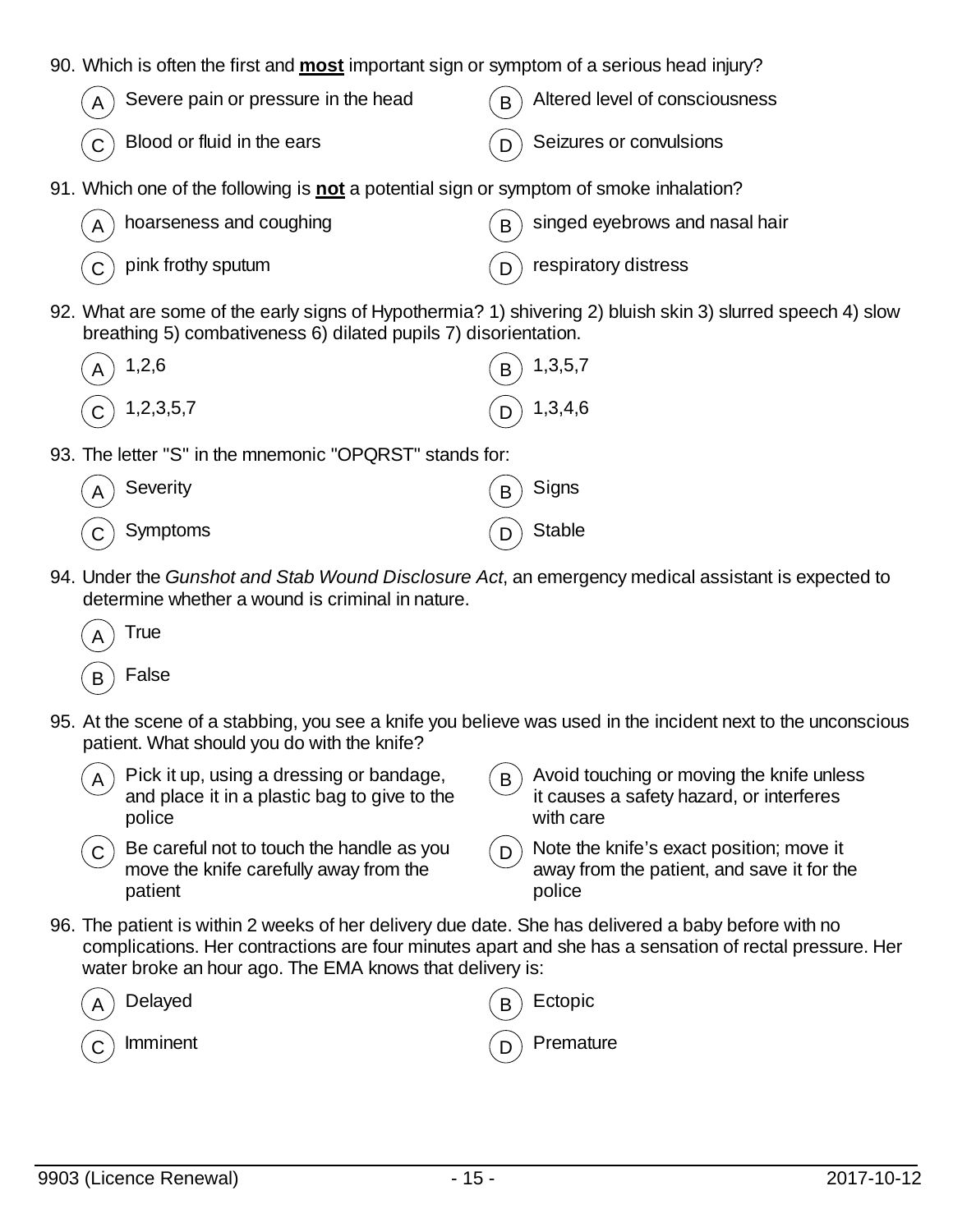90. Which is often the first and **most** important sign or symptom of a serious head injury?

(A) Severe pain or pressure in the head
(B) Altered level of consciousness
(C) Blood or fluid in the ears
(D) Seizures or convulsions

91. Which one of the following is **not** a potential sign or symptom of smoke inhalation?

(A) hoarseness and coughing
(B) singed eyebrows and nasal hair
(C) pink frothy sputum
(D) respiratory distress

92. What are some of the early signs of Hypothermia? 1) shivering 2) bluish skin 3) slurred speech 4) slow breathing 5) combativeness 6) dilated pupils 7) disorientation.

(A) 1,2,6
(B) 1,3,5,7
(C) 1,2,3,5,7
(D) 1,3,4,6

93. The letter "S" in the mnemonic "OPQRST" stands for:

(A) Severity
(B) Signs
(C) Symptoms
(D) Stable

94. Under the *Gunshot and Stab Wound Disclosure Act*, an emergency medical assistant is expected to determine whether a wound is criminal in nature.

(A) True
(B) False

95. At the scene of a stabbing, you see a knife you believe was used in the incident next to the unconscious patient. What should you do with the knife?

(A) Pick it up, using a dressing or bandage, and place it in a plastic bag to give to the police
(B) Avoid touching or moving the knife unless it causes a safety hazard, or interferes with care
(C) Be careful not to touch the handle as you move the knife carefully away from the patient
(D) Note the knife's exact position; move it away from the patient, and save it for the police

96. The patient is within 2 weeks of her delivery due date. She has delivered a baby before with no complications. Her contractions are four minutes apart and she has a sensation of rectal pressure. Her water broke an hour ago. The EMA knows that delivery is:

(A) Delayed
(B) Ectopic
(C) Imminent
(D) Premature

9903 (Licence Renewal) 2017-10-12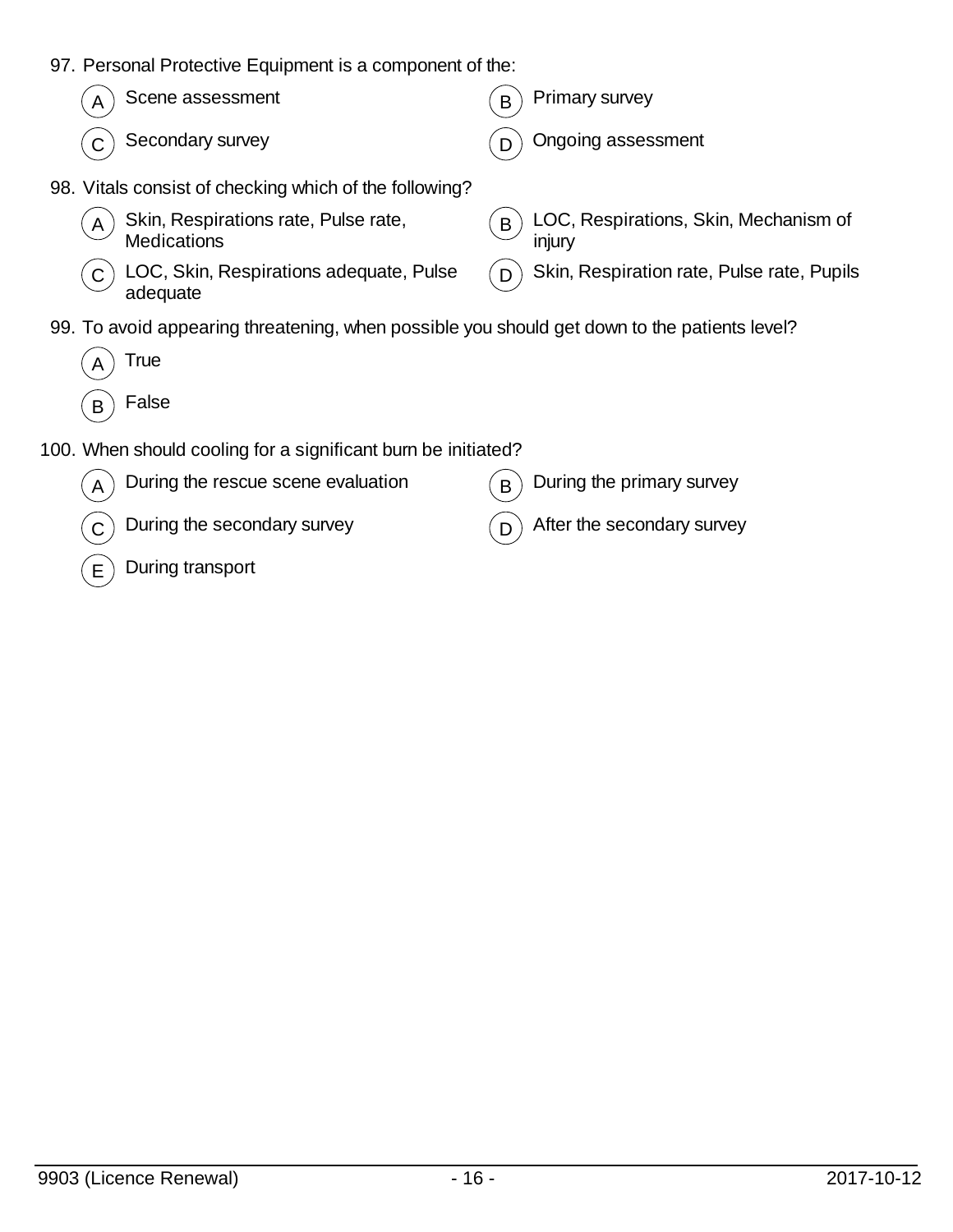97. Personal Protective Equipment is a component of the:

(A) Scene assessment
(B) Primary survey
(C) Secondary survey
(D) Ongoing assessment

98. Vitals consist of checking which of the following?

(A) Skin, Respirations rate, Pulse rate, Medications
(B) LOC, Respirations, Skin, Mechanism of injury
(C) LOC, Skin, Respirations adequate, Pulse adequate
(D) Skin, Respiration rate, Pulse rate, Pupils

99. To avoid appearing threatening, when possible you should get down to the patients level?

(A) True
(B) False

100. When should cooling for a significant burn be initiated?

(A) During the rescue scene evaluation
(B) During the primary survey
(C) During the secondary survey
(D) After the secondary survey
(E) During transport